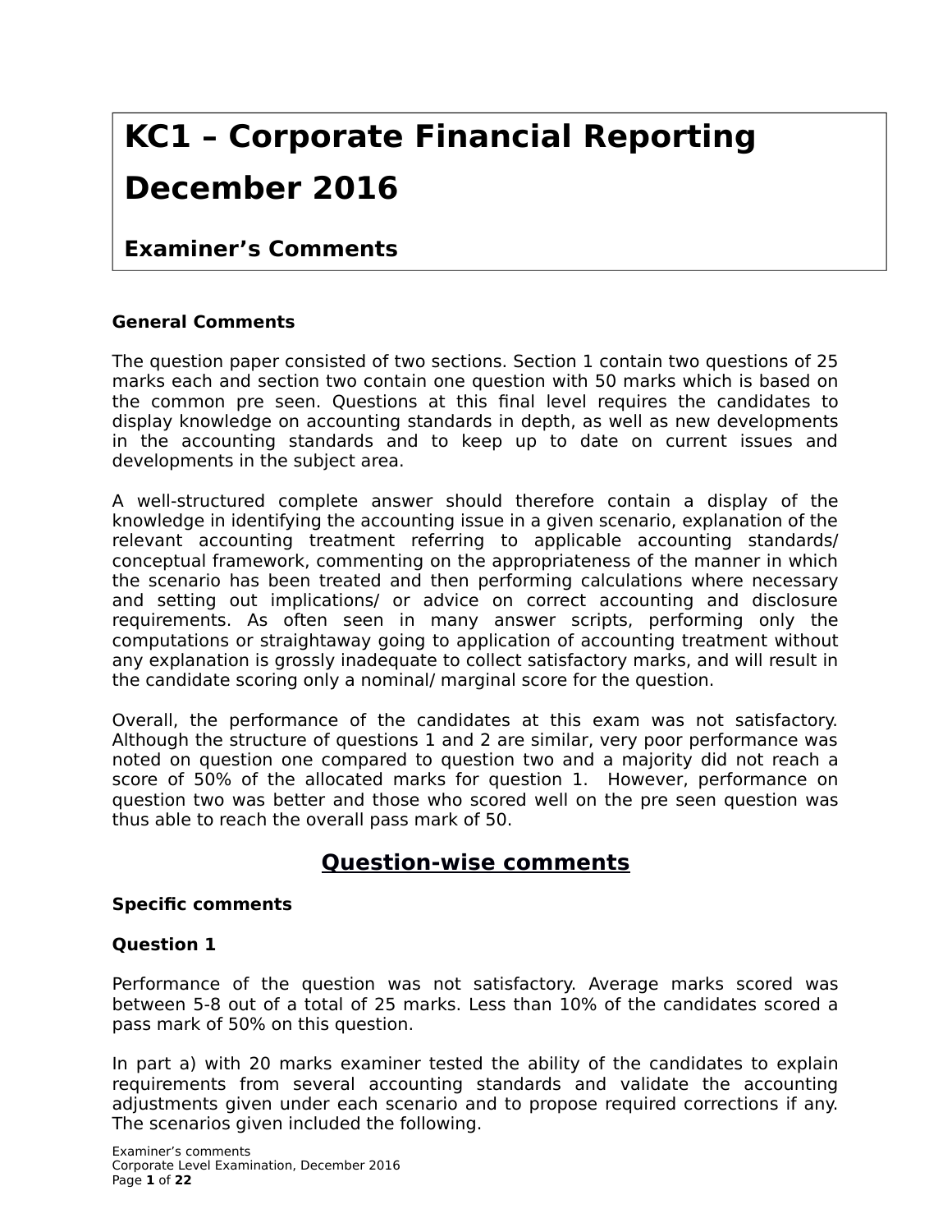# KC1 – Corporate Financial Reporting December 2016

## Examiner's Comments

**General Comments**

The question paper consisted of two sections. Section 1 contain two questions of 25 marks each and section two contain one question with 50 marks which is based on the common pre seen. Questions at this final level requires the candidates to display knowledge on accounting standards in depth, as well as new developments in the accounting standards and to keep up to date on current issues and developments in the subject area.

A well-structured complete answer should therefore contain a display of the knowledge in identifying the accounting issue in a given scenario, explanation of the relevant accounting treatment referring to applicable accounting standards/ conceptual framework, commenting on the appropriateness of the manner in which the scenario has been treated and then performing calculations where necessary and setting out implications/ or advice on correct accounting and disclosure requirements. As often seen in many answer scripts, performing only the computations or straightaway going to application of accounting treatment without any explanation is grossly inadequate to collect satisfactory marks, and will result in the candidate scoring only a nominal/ marginal score for the question.

Overall, the performance of the candidates at this exam was not satisfactory. Although the structure of questions 1 and 2 are similar, very poor performance was noted on question one compared to question two and a majority did not reach a score of 50% of the allocated marks for question 1. However, performance on question two was better and those who scored well on the pre seen question was thus able to reach the overall pass mark of 50.

## Question-wise comments

**Specific comments**

**Question 1**

Performance of the question was not satisfactory. Average marks scored was between 5-8 out of a total of 25 marks. Less than 10% of the candidates scored a pass mark of 50% on this question.

In part a) with 20 marks examiner tested the ability of the candidates to explain requirements from several accounting standards and validate the accounting adjustments given under each scenario and to propose required corrections if any. The scenarios given included the following.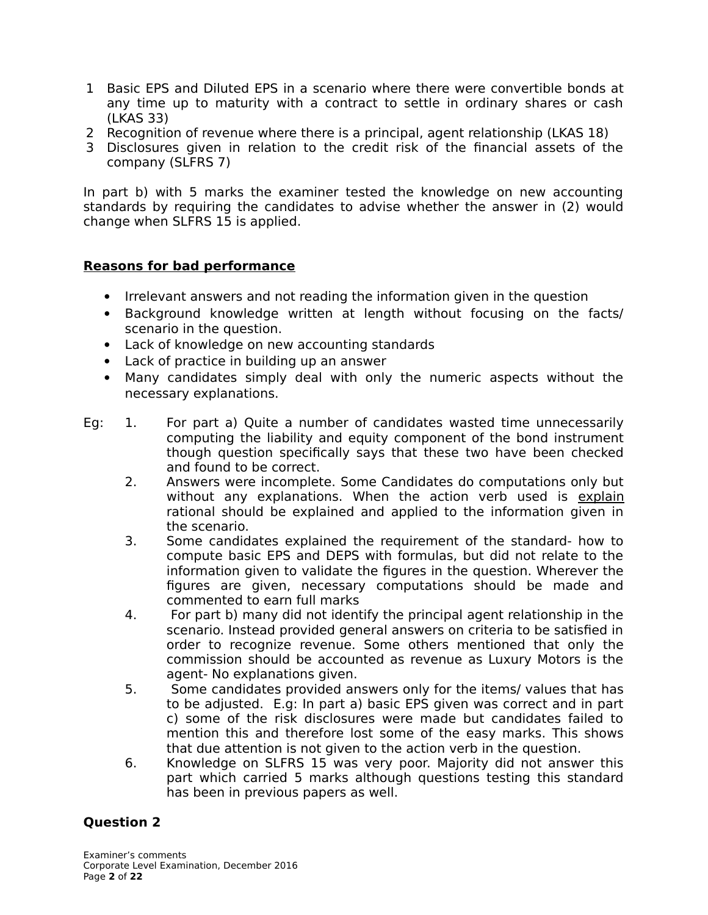1. Basic EPS and Diluted EPS in a scenario where there were convertible bonds at any time up to maturity with a contract to settle in ordinary shares or cash (LKAS 33)
2. Recognition of revenue where there is a principal, agent relationship (LKAS 18)
3. Disclosures given in relation to the credit risk of the financial assets of the company (SLFRS 7)

In part b) with 5 marks the examiner tested the knowledge on new accounting standards by requiring the candidates to advise whether the answer in (2) would change when SLFRS 15 is applied.

**Reasons for bad performance**

- Irrelevant answers and not reading the information given in the question
- Background knowledge written at length without focusing on the facts/ scenario in the question.
- Lack of knowledge on new accounting standards
- Lack of practice in building up an answer
- Many candidates simply deal with only the numeric aspects without the necessary explanations.

Eg:

1. For part a) Quite a number of candidates wasted time unnecessarily computing the liability and equity component of the bond instrument though question specifically says that these two have been checked and found to be correct.
2. Answers were incomplete. Some Candidates do computations only but without any explanations. When the action verb used is explain rational should be explained and applied to the information given in the scenario.
3. Some candidates explained the requirement of the standard- how to compute basic EPS and DEPS with formulas, but did not relate to the information given to validate the figures in the question. Wherever the figures are given, necessary computations should be made and commented to earn full marks
4. For part b) many did not identify the principal agent relationship in the scenario. Instead provided general answers on criteria to be satisfied in order to recognize revenue. Some others mentioned that only the commission should be accounted as revenue as Luxury Motors is the agent- No explanations given.
5. Some candidates provided answers only for the items/ values that has to be adjusted. E.g: In part a) basic EPS given was correct and in part c) some of the risk disclosures were made but candidates failed to mention this and therefore lost some of the easy marks. This shows that due attention is not given to the action verb in the question.
6. Knowledge on SLFRS 15 was very poor. Majority did not answer this part which carried 5 marks although questions testing this standard has been in previous papers as well.

**Question 2**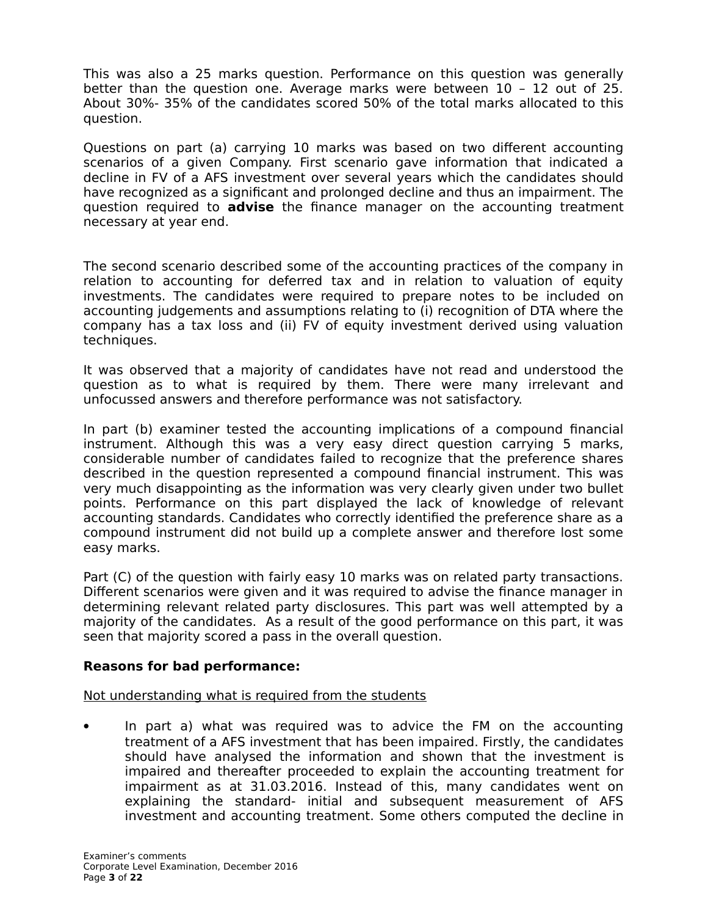This was also a 25 marks question. Performance on this question was generally better than the question one. Average marks were between 10 – 12 out of 25. About 30%- 35% of the candidates scored 50% of the total marks allocated to this question.

Questions on part (a) carrying 10 marks was based on two different accounting scenarios of a given Company. First scenario gave information that indicated a decline in FV of a AFS investment over several years which the candidates should have recognized as a significant and prolonged decline and thus an impairment. The question required to **advise** the finance manager on the accounting treatment necessary at year end.

The second scenario described some of the accounting practices of the company in relation to accounting for deferred tax and in relation to valuation of equity investments. The candidates were required to prepare notes to be included on accounting judgements and assumptions relating to (i) recognition of DTA where the company has a tax loss and (ii) FV of equity investment derived using valuation techniques.

It was observed that a majority of candidates have not read and understood the question as to what is required by them. There were many irrelevant and unfocussed answers and therefore performance was not satisfactory.

In part (b) examiner tested the accounting implications of a compound financial instrument. Although this was a very easy direct question carrying 5 marks, considerable number of candidates failed to recognize that the preference shares described in the question represented a compound financial instrument. This was very much disappointing as the information was very clearly given under two bullet points. Performance on this part displayed the lack of knowledge of relevant accounting standards. Candidates who correctly identified the preference share as a compound instrument did not build up a complete answer and therefore lost some easy marks.

Part (C) of the question with fairly easy 10 marks was on related party transactions. Different scenarios were given and it was required to advise the finance manager in determining relevant related party disclosures. This part was well attempted by a majority of the candidates. As a result of the good performance on this part, it was seen that majority scored a pass in the overall question.

**Reasons for bad performance:**

<u>Not understanding what is required from the students</u>

- In part a) what was required was to advice the FM on the accounting treatment of a AFS investment that has been impaired. Firstly, the candidates should have analysed the information and shown that the investment is impaired and thereafter proceeded to explain the accounting treatment for impairment as at 31.03.2016. Instead of this, many candidates went on explaining the standard- initial and subsequent measurement of AFS investment and accounting treatment. Some others computed the decline in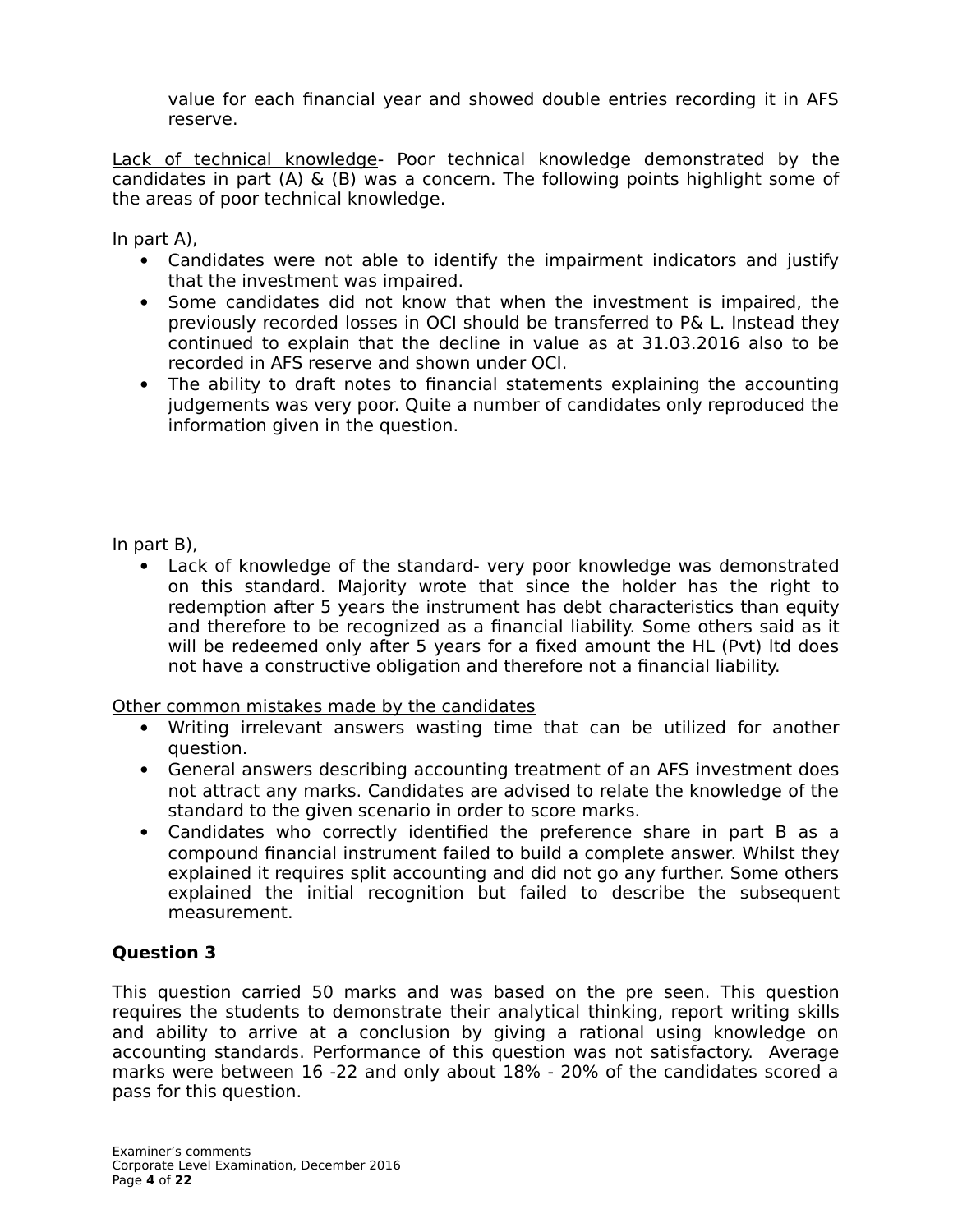value for each financial year and showed double entries recording it in AFS reserve.

<u>Lack of technical knowledge</u>- Poor technical knowledge demonstrated by the candidates in part (A) & (B) was a concern. The following points highlight some of the areas of poor technical knowledge.

In part A),

- Candidates were not able to identify the impairment indicators and justify that the investment was impaired.
- Some candidates did not know that when the investment is impaired, the previously recorded losses in OCI should be transferred to P& L. Instead they continued to explain that the decline in value as at 31.03.2016 also to be recorded in AFS reserve and shown under OCI.
- The ability to draft notes to financial statements explaining the accounting judgements was very poor. Quite a number of candidates only reproduced the information given in the question.

In part B),

- Lack of knowledge of the standard- very poor knowledge was demonstrated on this standard. Majority wrote that since the holder has the right to redemption after 5 years the instrument has debt characteristics than equity and therefore to be recognized as a financial liability. Some others said as it will be redeemed only after 5 years for a fixed amount the HL (Pvt) ltd does not have a constructive obligation and therefore not a financial liability.

<u>Other common mistakes made by the candidates</u>

- Writing irrelevant answers wasting time that can be utilized for another question.
- General answers describing accounting treatment of an AFS investment does not attract any marks. Candidates are advised to relate the knowledge of the standard to the given scenario in order to score marks.
- Candidates who correctly identified the preference share in part B as a compound financial instrument failed to build a complete answer. Whilst they explained it requires split accounting and did not go any further. Some others explained the initial recognition but failed to describe the subsequent measurement.

**Question 3**

This question carried 50 marks and was based on the pre seen. This question requires the students to demonstrate their analytical thinking, report writing skills and ability to arrive at a conclusion by giving a rational using knowledge on accounting standards. Performance of this question was not satisfactory. Average marks were between 16 -22 and only about 18% - 20% of the candidates scored a pass for this question.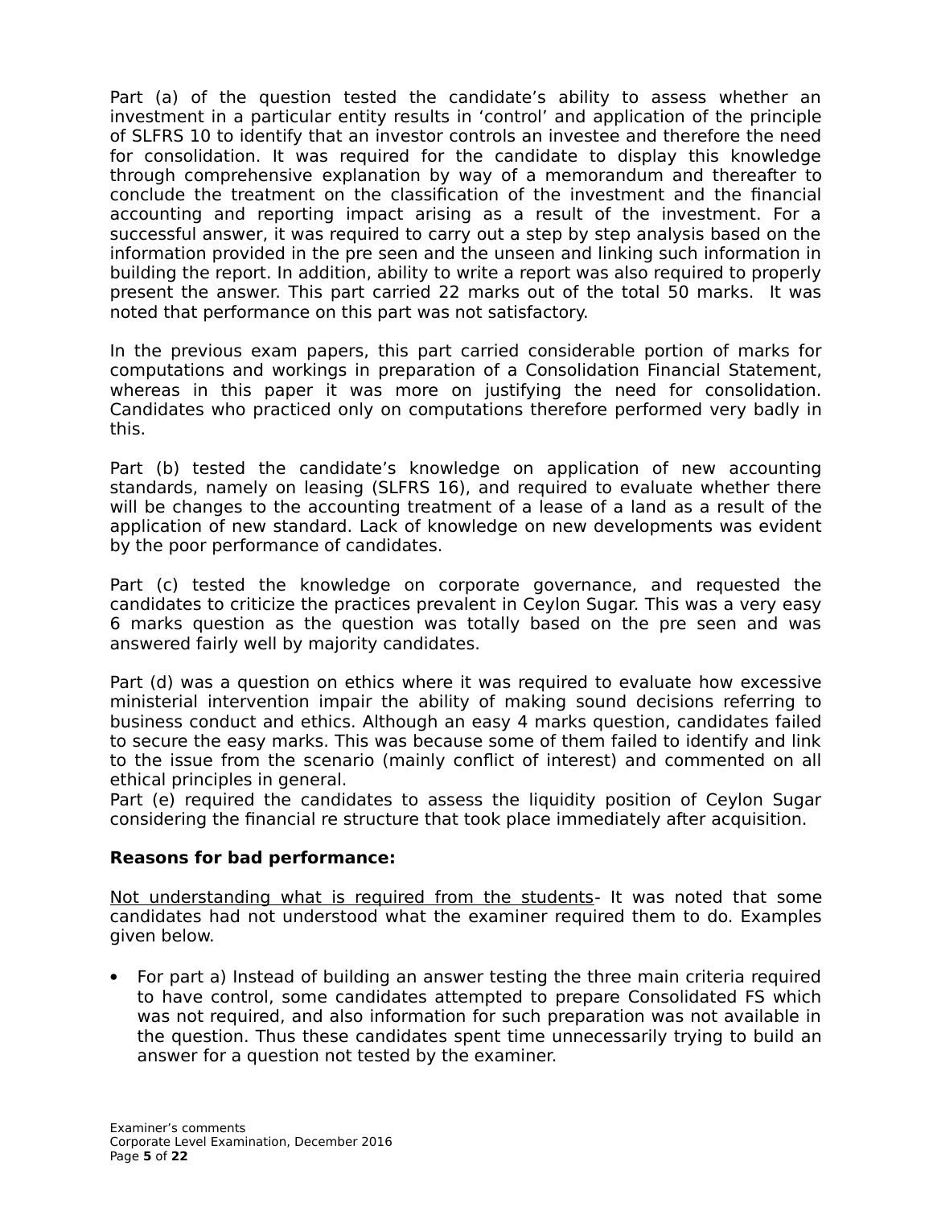Part (a) of the question tested the candidate's ability to assess whether an investment in a particular entity results in 'control' and application of the principle of SLFRS 10 to identify that an investor controls an investee and therefore the need for consolidation. It was required for the candidate to display this knowledge through comprehensive explanation by way of a memorandum and thereafter to conclude the treatment on the classification of the investment and the financial accounting and reporting impact arising as a result of the investment. For a successful answer, it was required to carry out a step by step analysis based on the information provided in the pre seen and the unseen and linking such information in building the report. In addition, ability to write a report was also required to properly present the answer. This part carried 22 marks out of the total 50 marks. It was noted that performance on this part was not satisfactory.

In the previous exam papers, this part carried considerable portion of marks for computations and workings in preparation of a Consolidation Financial Statement, whereas in this paper it was more on justifying the need for consolidation. Candidates who practiced only on computations therefore performed very badly in this.

Part (b) tested the candidate's knowledge on application of new accounting standards, namely on leasing (SLFRS 16), and required to evaluate whether there will be changes to the accounting treatment of a lease of a land as a result of the application of new standard. Lack of knowledge on new developments was evident by the poor performance of candidates.

Part (c) tested the knowledge on corporate governance, and requested the candidates to criticize the practices prevalent in Ceylon Sugar. This was a very easy 6 marks question as the question was totally based on the pre seen and was answered fairly well by majority candidates.

Part (d) was a question on ethics where it was required to evaluate how excessive ministerial intervention impair the ability of making sound decisions referring to business conduct and ethics. Although an easy 4 marks question, candidates failed to secure the easy marks. This was because some of them failed to identify and link to the issue from the scenario (mainly conflict of interest) and commented on all ethical principles in general.

Part (e) required the candidates to assess the liquidity position of Ceylon Sugar considering the financial re structure that took place immediately after acquisition.

**Reasons for bad performance:**

<u>Not understanding what is required from the students</u>- It was noted that some candidates had not understood what the examiner required them to do. Examples given below.

- For part a) Instead of building an answer testing the three main criteria required to have control, some candidates attempted to prepare Consolidated FS which was not required, and also information for such preparation was not available in the question. Thus these candidates spent time unnecessarily trying to build an answer for a question not tested by the examiner.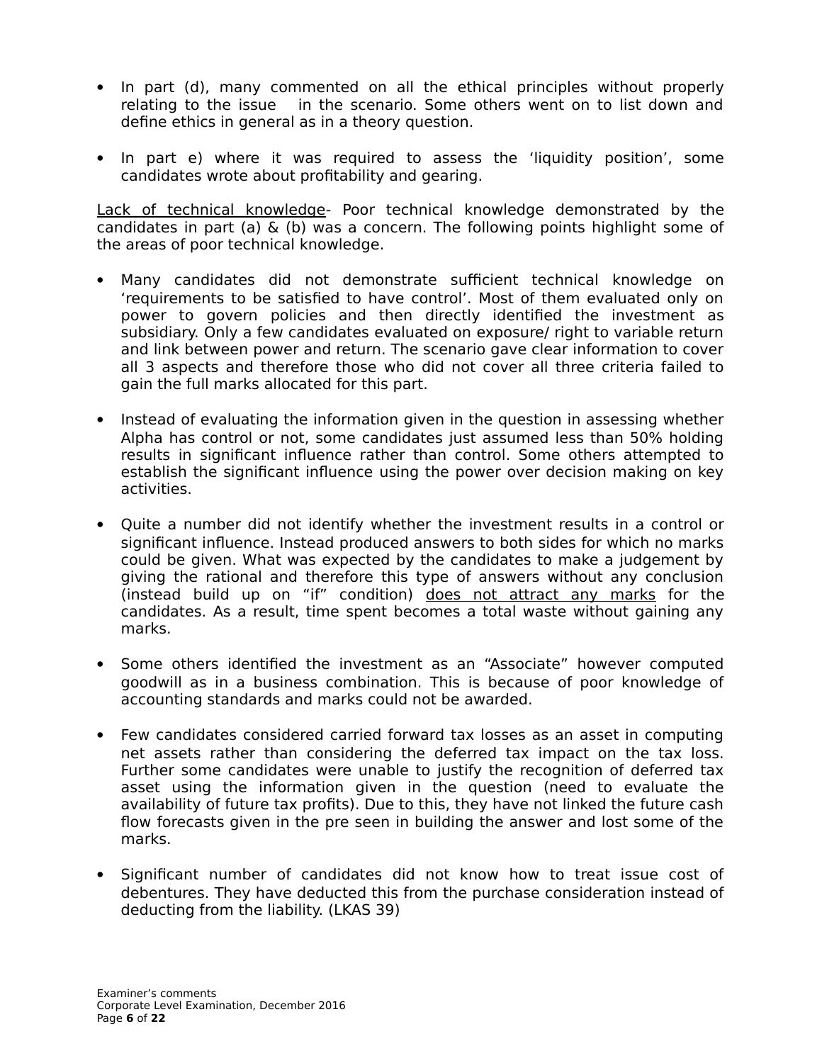- In part (d), many commented on all the ethical principles without properly relating to the issue in the scenario. Some others went on to list down and define ethics in general as in a theory question.

- In part e) where it was required to assess the 'liquidity position', some candidates wrote about profitability and gearing.

Lack of technical knowledge- Poor technical knowledge demonstrated by the candidates in part (a) & (b) was a concern. The following points highlight some of the areas of poor technical knowledge.

- Many candidates did not demonstrate sufficient technical knowledge on 'requirements to be satisfied to have control'. Most of them evaluated only on power to govern policies and then directly identified the investment as subsidiary. Only a few candidates evaluated on exposure/ right to variable return and link between power and return. The scenario gave clear information to cover all 3 aspects and therefore those who did not cover all three criteria failed to gain the full marks allocated for this part.

- Instead of evaluating the information given in the question in assessing whether Alpha has control or not, some candidates just assumed less than 50% holding results in significant influence rather than control. Some others attempted to establish the significant influence using the power over decision making on key activities.

- Quite a number did not identify whether the investment results in a control or significant influence. Instead produced answers to both sides for which no marks could be given. What was expected by the candidates to make a judgement by giving the rational and therefore this type of answers without any conclusion (instead build up on "if" condition) does not attract any marks for the candidates. As a result, time spent becomes a total waste without gaining any marks.

- Some others identified the investment as an "Associate" however computed goodwill as in a business combination. This is because of poor knowledge of accounting standards and marks could not be awarded.

- Few candidates considered carried forward tax losses as an asset in computing net assets rather than considering the deferred tax impact on the tax loss. Further some candidates were unable to justify the recognition of deferred tax asset using the information given in the question (need to evaluate the availability of future tax profits). Due to this, they have not linked the future cash flow forecasts given in the pre seen in building the answer and lost some of the marks.

- Significant number of candidates did not know how to treat issue cost of debentures. They have deducted this from the purchase consideration instead of deducting from the liability. (LKAS 39)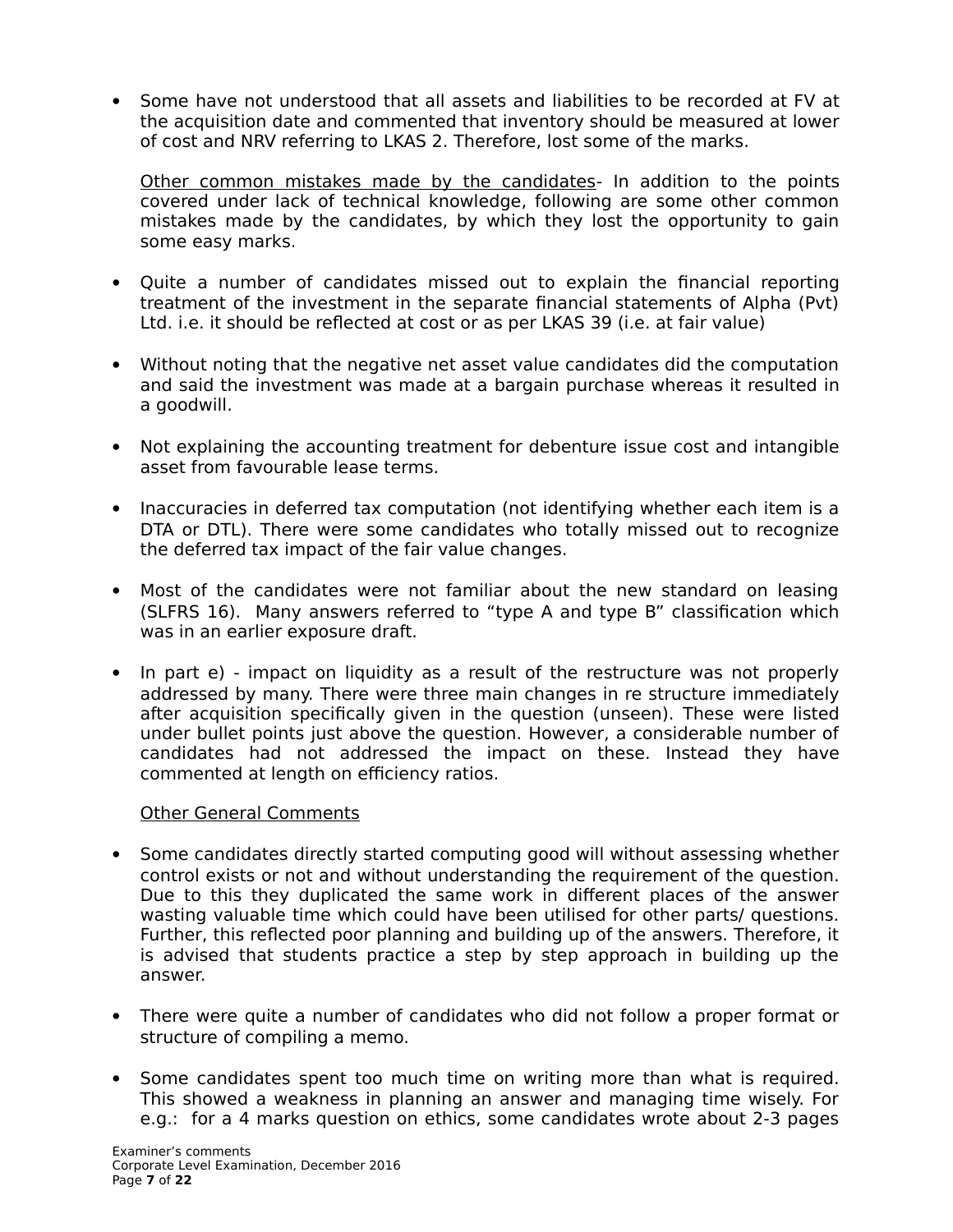- Some have not understood that all assets and liabilities to be recorded at FV at the acquisition date and commented that inventory should be measured at lower of cost and NRV referring to LKAS 2. Therefore, lost some of the marks.

  <u>Other common mistakes made by the candidates</u>- In addition to the points covered under lack of technical knowledge, following are some other common mistakes made by the candidates, by which they lost the opportunity to gain some easy marks.

- Quite a number of candidates missed out to explain the financial reporting treatment of the investment in the separate financial statements of Alpha (Pvt) Ltd. i.e. it should be reflected at cost or as per LKAS 39 (i.e. at fair value)

- Without noting that the negative net asset value candidates did the computation and said the investment was made at a bargain purchase whereas it resulted in a goodwill.

- Not explaining the accounting treatment for debenture issue cost and intangible asset from favourable lease terms.

- Inaccuracies in deferred tax computation (not identifying whether each item is a DTA or DTL). There were some candidates who totally missed out to recognize the deferred tax impact of the fair value changes.

- Most of the candidates were not familiar about the new standard on leasing (SLFRS 16). Many answers referred to "type A and type B" classification which was in an earlier exposure draft.

- In part e) - impact on liquidity as a result of the restructure was not properly addressed by many. There were three main changes in re structure immediately after acquisition specifically given in the question (unseen). These were listed under bullet points just above the question. However, a considerable number of candidates had not addressed the impact on these. Instead they have commented at length on efficiency ratios.

  <u>Other General Comments</u>

- Some candidates directly started computing good will without assessing whether control exists or not and without understanding the requirement of the question. Due to this they duplicated the same work in different places of the answer wasting valuable time which could have been utilised for other parts/ questions. Further, this reflected poor planning and building up of the answers. Therefore, it is advised that students practice a step by step approach in building up the answer.

- There were quite a number of candidates who did not follow a proper format or structure of compiling a memo.

- Some candidates spent too much time on writing more than what is required. This showed a weakness in planning an answer and managing time wisely. For e.g.: for a 4 marks question on ethics, some candidates wrote about 2-3 pages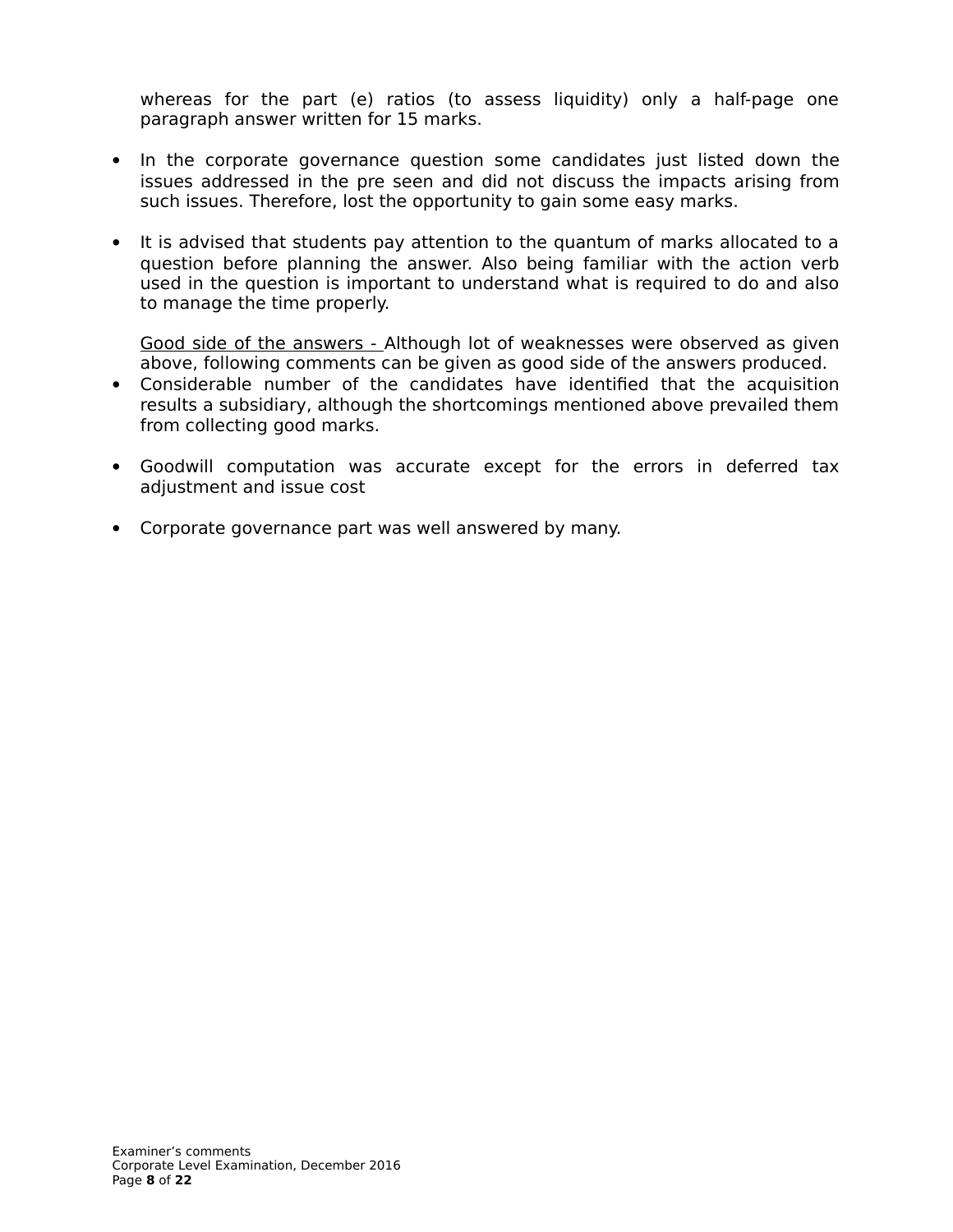whereas for the part (e) ratios (to assess liquidity) only a half-page one paragraph answer written for 15 marks.

- In the corporate governance question some candidates just listed down the issues addressed in the pre seen and did not discuss the impacts arising from such issues. Therefore, lost the opportunity to gain some easy marks.

- It is advised that students pay attention to the quantum of marks allocated to a question before planning the answer. Also being familiar with the action verb used in the question is important to understand what is required to do and also to manage the time properly.

<u>Good side of the answers -</u> Although lot of weaknesses were observed as given above, following comments can be given as good side of the answers produced.

- Considerable number of the candidates have identified that the acquisition results a subsidiary, although the shortcomings mentioned above prevailed them from collecting good marks.

- Goodwill computation was accurate except for the errors in deferred tax adjustment and issue cost

- Corporate governance part was well answered by many.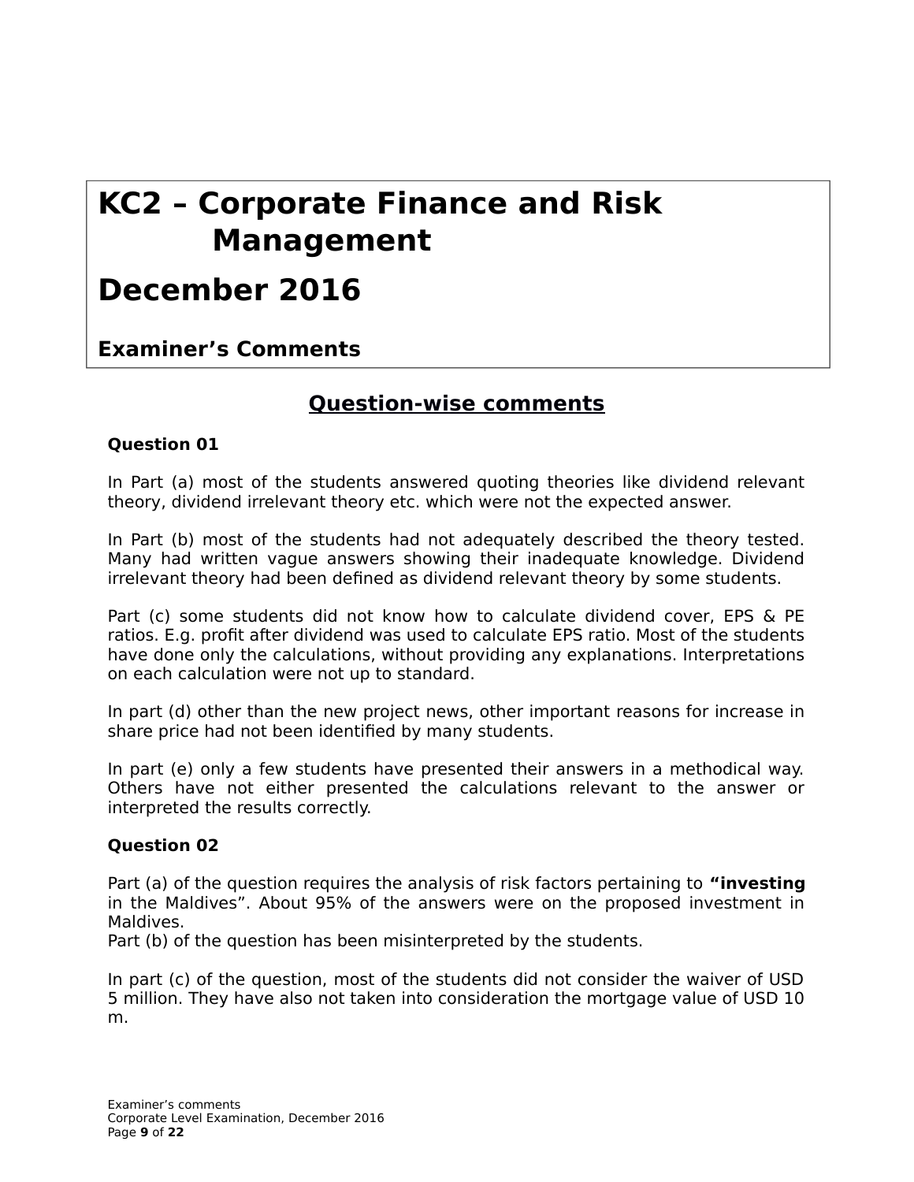# KC2 – Corporate Finance and Risk Management

# December 2016

### Examiner's Comments

## Question-wise comments

**Question 01**

In Part (a) most of the students answered quoting theories like dividend relevant theory, dividend irrelevant theory etc. which were not the expected answer.

In Part (b) most of the students had not adequately described the theory tested. Many had written vague answers showing their inadequate knowledge. Dividend irrelevant theory had been defined as dividend relevant theory by some students.

Part (c) some students did not know how to calculate dividend cover, EPS & PE ratios. E.g. profit after dividend was used to calculate EPS ratio. Most of the students have done only the calculations, without providing any explanations. Interpretations on each calculation were not up to standard.

In part (d) other than the new project news, other important reasons for increase in share price had not been identified by many students.

In part (e) only a few students have presented their answers in a methodical way. Others have not either presented the calculations relevant to the answer or interpreted the results correctly.

**Question 02**

Part (a) of the question requires the analysis of risk factors pertaining to **"investing** in the Maldives". About 95% of the answers were on the proposed investment in Maldives.
Part (b) of the question has been misinterpreted by the students.

In part (c) of the question, most of the students did not consider the waiver of USD 5 million. They have also not taken into consideration the mortgage value of USD 10 m.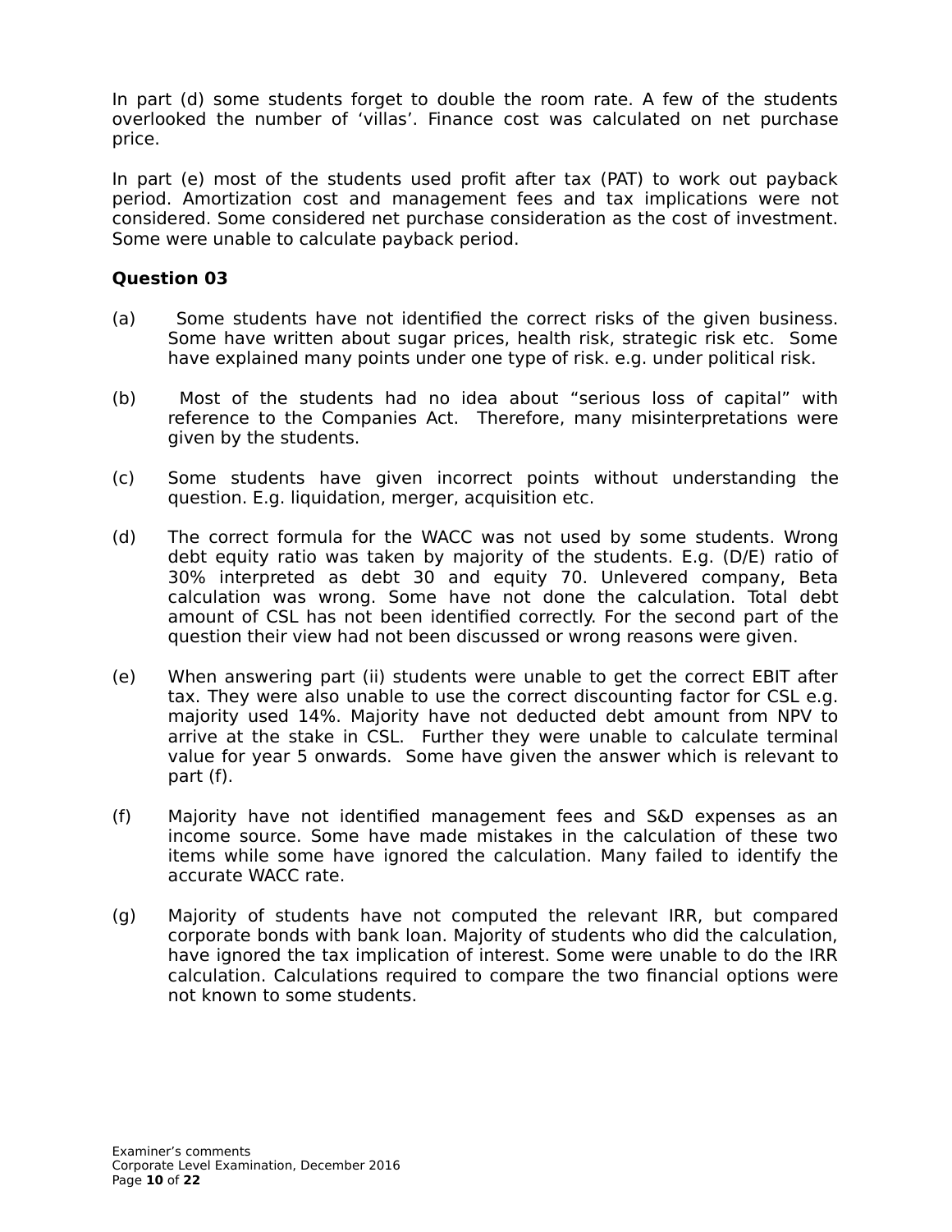In part (d) some students forget to double the room rate. A few of the students overlooked the number of 'villas'. Finance cost was calculated on net purchase price.

In part (e) most of the students used profit after tax (PAT) to work out payback period. Amortization cost and management fees and tax implications were not considered. Some considered net purchase consideration as the cost of investment. Some were unable to calculate payback period.

**Question 03**

(a) Some students have not identified the correct risks of the given business. Some have written about sugar prices, health risk, strategic risk etc. Some have explained many points under one type of risk. e.g. under political risk.

(b) Most of the students had no idea about "serious loss of capital" with reference to the Companies Act. Therefore, many misinterpretations were given by the students.

(c) Some students have given incorrect points without understanding the question. E.g. liquidation, merger, acquisition etc.

(d) The correct formula for the WACC was not used by some students. Wrong debt equity ratio was taken by majority of the students. E.g. (D/E) ratio of 30% interpreted as debt 30 and equity 70. Unlevered company, Beta calculation was wrong. Some have not done the calculation. Total debt amount of CSL has not been identified correctly. For the second part of the question their view had not been discussed or wrong reasons were given.

(e) When answering part (ii) students were unable to get the correct EBIT after tax. They were also unable to use the correct discounting factor for CSL e.g. majority used 14%. Majority have not deducted debt amount from NPV to arrive at the stake in CSL. Further they were unable to calculate terminal value for year 5 onwards. Some have given the answer which is relevant to part (f).

(f) Majority have not identified management fees and S&D expenses as an income source. Some have made mistakes in the calculation of these two items while some have ignored the calculation. Many failed to identify the accurate WACC rate.

(g) Majority of students have not computed the relevant IRR, but compared corporate bonds with bank loan. Majority of students who did the calculation, have ignored the tax implication of interest. Some were unable to do the IRR calculation. Calculations required to compare the two financial options were not known to some students.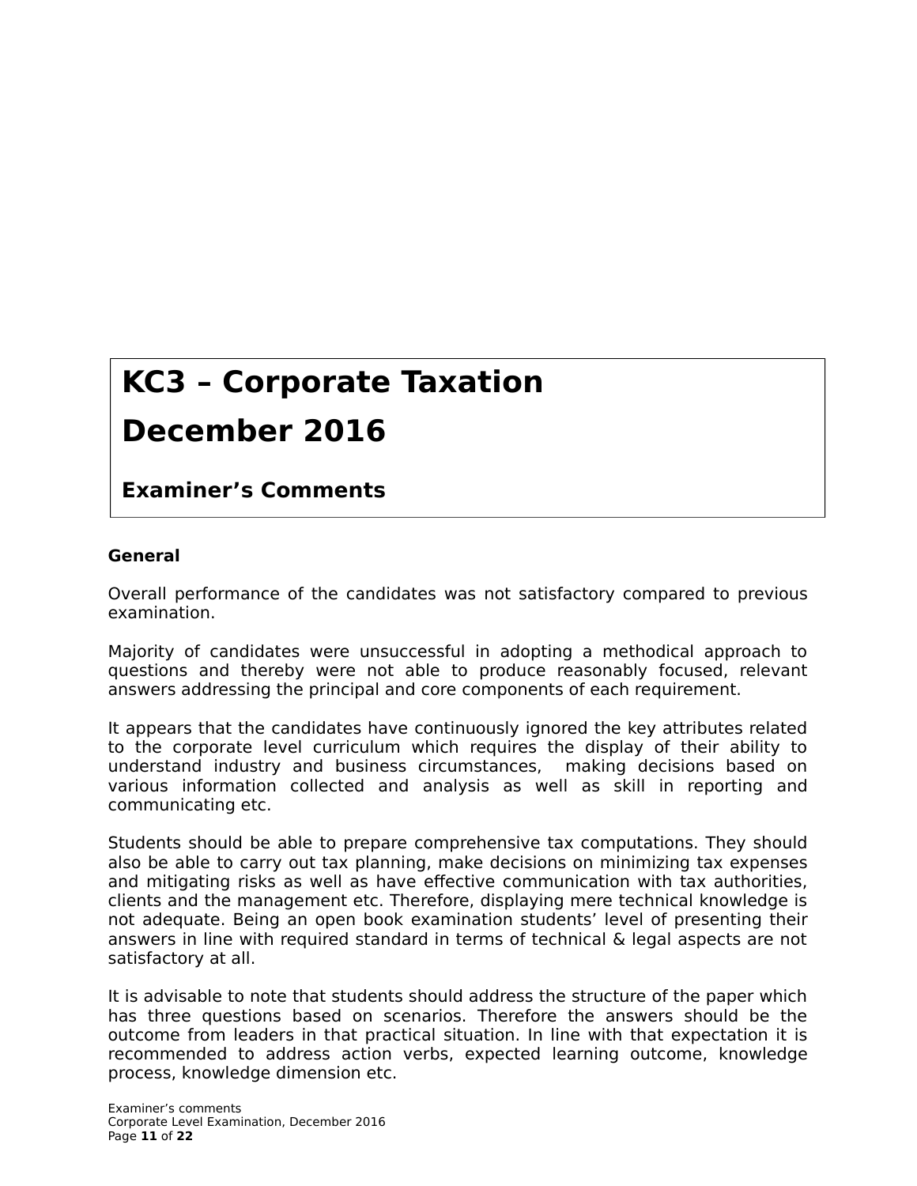# KC3 – Corporate Taxation

# December 2016

## Examiner's Comments

**General**

Overall performance of the candidates was not satisfactory compared to previous examination.

Majority of candidates were unsuccessful in adopting a methodical approach to questions and thereby were not able to produce reasonably focused, relevant answers addressing the principal and core components of each requirement.

It appears that the candidates have continuously ignored the key attributes related to the corporate level curriculum which requires the display of their ability to understand industry and business circumstances, making decisions based on various information collected and analysis as well as skill in reporting and communicating etc.

Students should be able to prepare comprehensive tax computations. They should also be able to carry out tax planning, make decisions on minimizing tax expenses and mitigating risks as well as have effective communication with tax authorities, clients and the management etc. Therefore, displaying mere technical knowledge is not adequate. Being an open book examination students' level of presenting their answers in line with required standard in terms of technical & legal aspects are not satisfactory at all.

It is advisable to note that students should address the structure of the paper which has three questions based on scenarios. Therefore the answers should be the outcome from leaders in that practical situation. In line with that expectation it is recommended to address action verbs, expected learning outcome, knowledge process, knowledge dimension etc.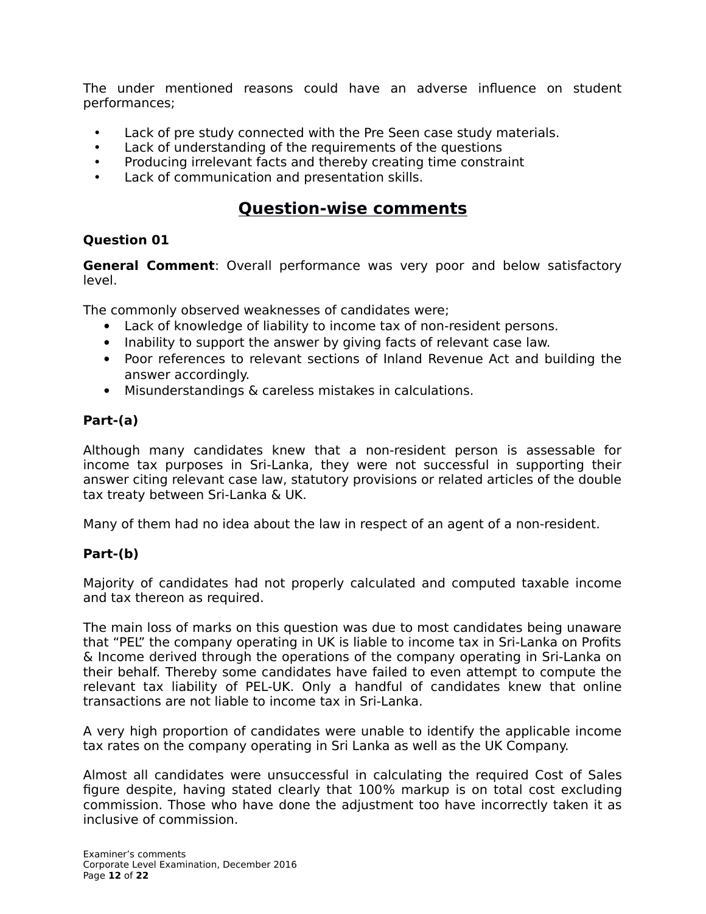The under mentioned reasons could have an adverse influence on student performances;

- Lack of pre study connected with the Pre Seen case study materials.
- Lack of understanding of the requirements of the questions
- Producing irrelevant facts and thereby creating time constraint
- Lack of communication and presentation skills.

## Question-wise comments

### Question 01

**General Comment**: Overall performance was very poor and below satisfactory level.

The commonly observed weaknesses of candidates were;

- Lack of knowledge of liability to income tax of non-resident persons.
- Inability to support the answer by giving facts of relevant case law.
- Poor references to relevant sections of Inland Revenue Act and building the answer accordingly.
- Misunderstandings & careless mistakes in calculations.

#### Part-(a)

Although many candidates knew that a non-resident person is assessable for income tax purposes in Sri-Lanka, they were not successful in supporting their answer citing relevant case law, statutory provisions or related articles of the double tax treaty between Sri-Lanka & UK.

Many of them had no idea about the law in respect of an agent of a non-resident.

#### Part-(b)

Majority of candidates had not properly calculated and computed taxable income and tax thereon as required.

The main loss of marks on this question was due to most candidates being unaware that "PEL" the company operating in UK is liable to income tax in Sri-Lanka on Profits & Income derived through the operations of the company operating in Sri-Lanka on their behalf. Thereby some candidates have failed to even attempt to compute the relevant tax liability of PEL-UK. Only a handful of candidates knew that online transactions are not liable to income tax in Sri-Lanka.

A very high proportion of candidates were unable to identify the applicable income tax rates on the company operating in Sri Lanka as well as the UK Company.

Almost all candidates were unsuccessful in calculating the required Cost of Sales figure despite, having stated clearly that 100% markup is on total cost excluding commission. Those who have done the adjustment too have incorrectly taken it as inclusive of commission.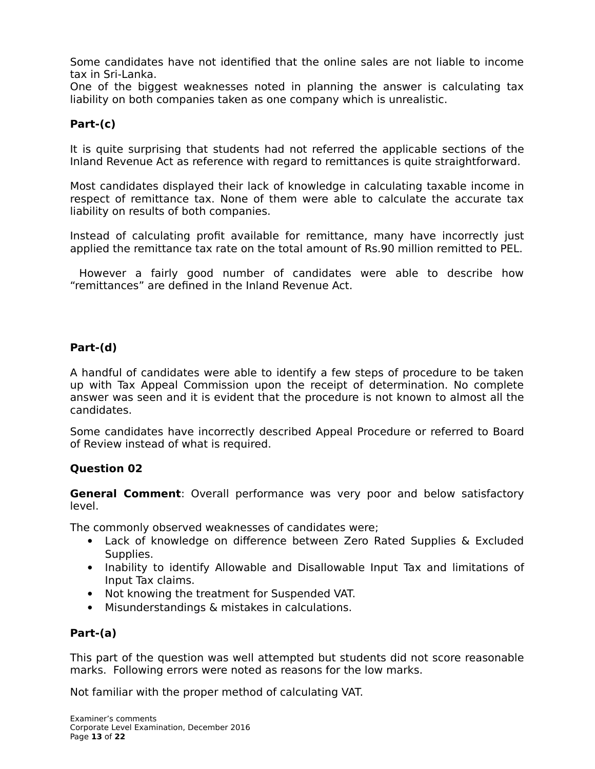Some candidates have not identified that the online sales are not liable to income tax in Sri-Lanka.
One of the biggest weaknesses noted in planning the answer is calculating tax liability on both companies taken as one company which is unrealistic.

**Part-(c)**

It is quite surprising that students had not referred the applicable sections of the Inland Revenue Act as reference with regard to remittances is quite straightforward.

Most candidates displayed their lack of knowledge in calculating taxable income in respect of remittance tax. None of them were able to calculate the accurate tax liability on results of both companies.

Instead of calculating profit available for remittance, many have incorrectly just applied the remittance tax rate on the total amount of Rs.90 million remitted to PEL.

However a fairly good number of candidates were able to describe how "remittances" are defined in the Inland Revenue Act.

**Part-(d)**

A handful of candidates were able to identify a few steps of procedure to be taken up with Tax Appeal Commission upon the receipt of determination. No complete answer was seen and it is evident that the procedure is not known to almost all the candidates.

Some candidates have incorrectly described Appeal Procedure or referred to Board of Review instead of what is required.

**Question 02**

**General Comment**: Overall performance was very poor and below satisfactory level.

The commonly observed weaknesses of candidates were;

- Lack of knowledge on difference between Zero Rated Supplies & Excluded Supplies.
- Inability to identify Allowable and Disallowable Input Tax and limitations of Input Tax claims.
- Not knowing the treatment for Suspended VAT.
- Misunderstandings & mistakes in calculations.

**Part-(a)**

This part of the question was well attempted but students did not score reasonable marks. Following errors were noted as reasons for the low marks.

Not familiar with the proper method of calculating VAT.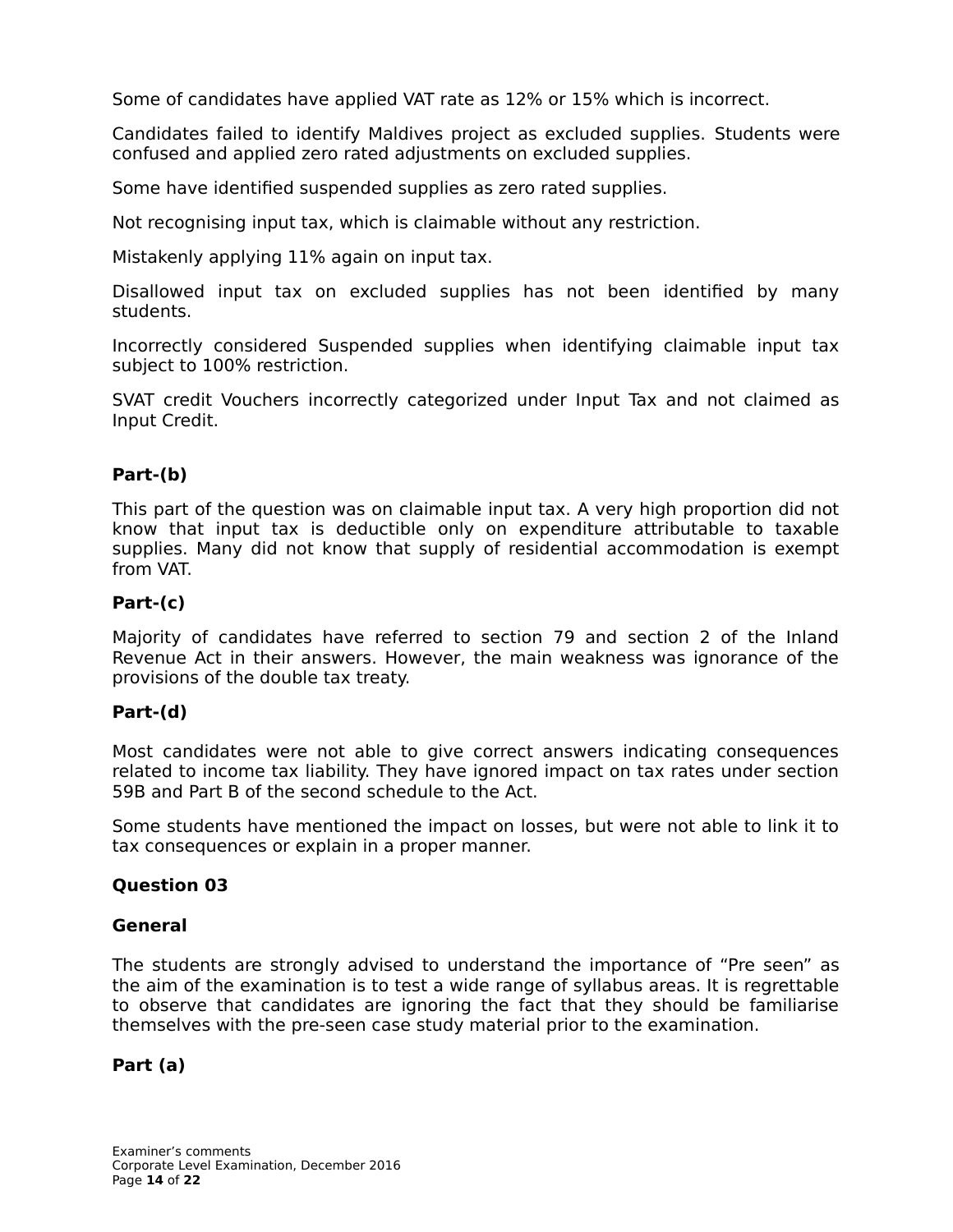Some of candidates have applied VAT rate as 12% or 15% which is incorrect.

Candidates failed to identify Maldives project as excluded supplies. Students were confused and applied zero rated adjustments on excluded supplies.

Some have identified suspended supplies as zero rated supplies.

Not recognising input tax, which is claimable without any restriction.

Mistakenly applying 11% again on input tax.

Disallowed input tax on excluded supplies has not been identified by many students.

Incorrectly considered Suspended supplies when identifying claimable input tax subject to 100% restriction.

SVAT credit Vouchers incorrectly categorized under Input Tax and not claimed as Input Credit.

**Part-(b)**

This part of the question was on claimable input tax. A very high proportion did not know that input tax is deductible only on expenditure attributable to taxable supplies. Many did not know that supply of residential accommodation is exempt from VAT.

**Part-(c)**

Majority of candidates have referred to section 79 and section 2 of the Inland Revenue Act in their answers. However, the main weakness was ignorance of the provisions of the double tax treaty.

**Part-(d)**

Most candidates were not able to give correct answers indicating consequences related to income tax liability. They have ignored impact on tax rates under section 59B and Part B of the second schedule to the Act.

Some students have mentioned the impact on losses, but were not able to link it to tax consequences or explain in a proper manner.

**Question 03**

**General**

The students are strongly advised to understand the importance of “Pre seen” as the aim of the examination is to test a wide range of syllabus areas. It is regrettable to observe that candidates are ignoring the fact that they should be familiarise themselves with the pre-seen case study material prior to the examination.

**Part (a)**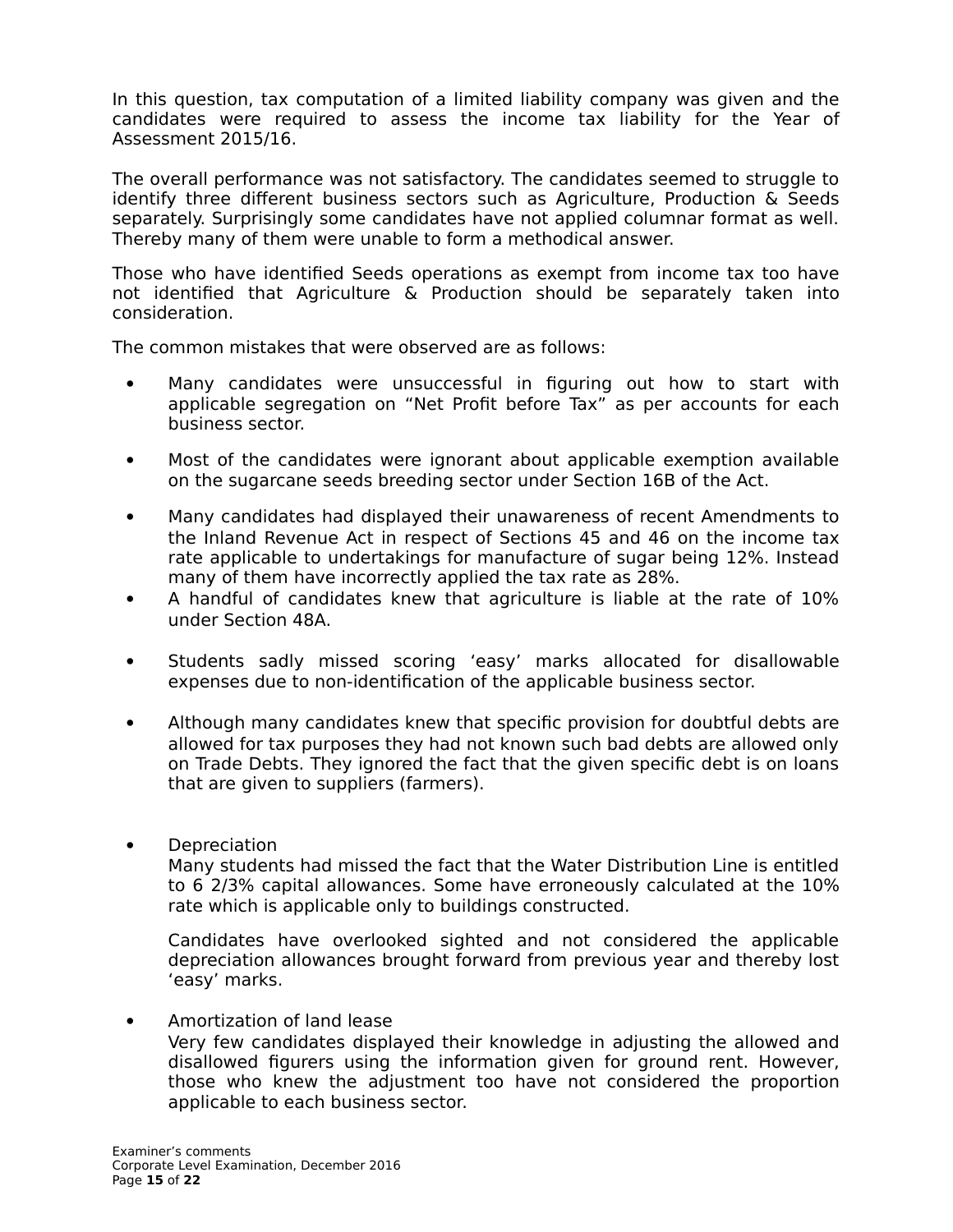In this question, tax computation of a limited liability company was given and the candidates were required to assess the income tax liability for the Year of Assessment 2015/16.

The overall performance was not satisfactory. The candidates seemed to struggle to identify three different business sectors such as Agriculture, Production & Seeds separately. Surprisingly some candidates have not applied columnar format as well. Thereby many of them were unable to form a methodical answer.

Those who have identified Seeds operations as exempt from income tax too have not identified that Agriculture & Production should be separately taken into consideration.

The common mistakes that were observed are as follows:

- Many candidates were unsuccessful in figuring out how to start with applicable segregation on "Net Profit before Tax" as per accounts for each business sector.

- Most of the candidates were ignorant about applicable exemption available on the sugarcane seeds breeding sector under Section 16B of the Act.

- Many candidates had displayed their unawareness of recent Amendments to the Inland Revenue Act in respect of Sections 45 and 46 on the income tax rate applicable to undertakings for manufacture of sugar being 12%. Instead many of them have incorrectly applied the tax rate as 28%.
- A handful of candidates knew that agriculture is liable at the rate of 10% under Section 48A.

- Students sadly missed scoring 'easy' marks allocated for disallowable expenses due to non-identification of the applicable business sector.

- Although many candidates knew that specific provision for doubtful debts are allowed for tax purposes they had not known such bad debts are allowed only on Trade Debts. They ignored the fact that the given specific debt is on loans that are given to suppliers (farmers).

- Depreciation

  Many students had missed the fact that the Water Distribution Line is entitled to 6 2/3% capital allowances. Some have erroneously calculated at the 10% rate which is applicable only to buildings constructed.

  Candidates have overlooked sighted and not considered the applicable depreciation allowances brought forward from previous year and thereby lost 'easy' marks.

- Amortization of land lease

  Very few candidates displayed their knowledge in adjusting the allowed and disallowed figurers using the information given for ground rent. However, those who knew the adjustment too have not considered the proportion applicable to each business sector.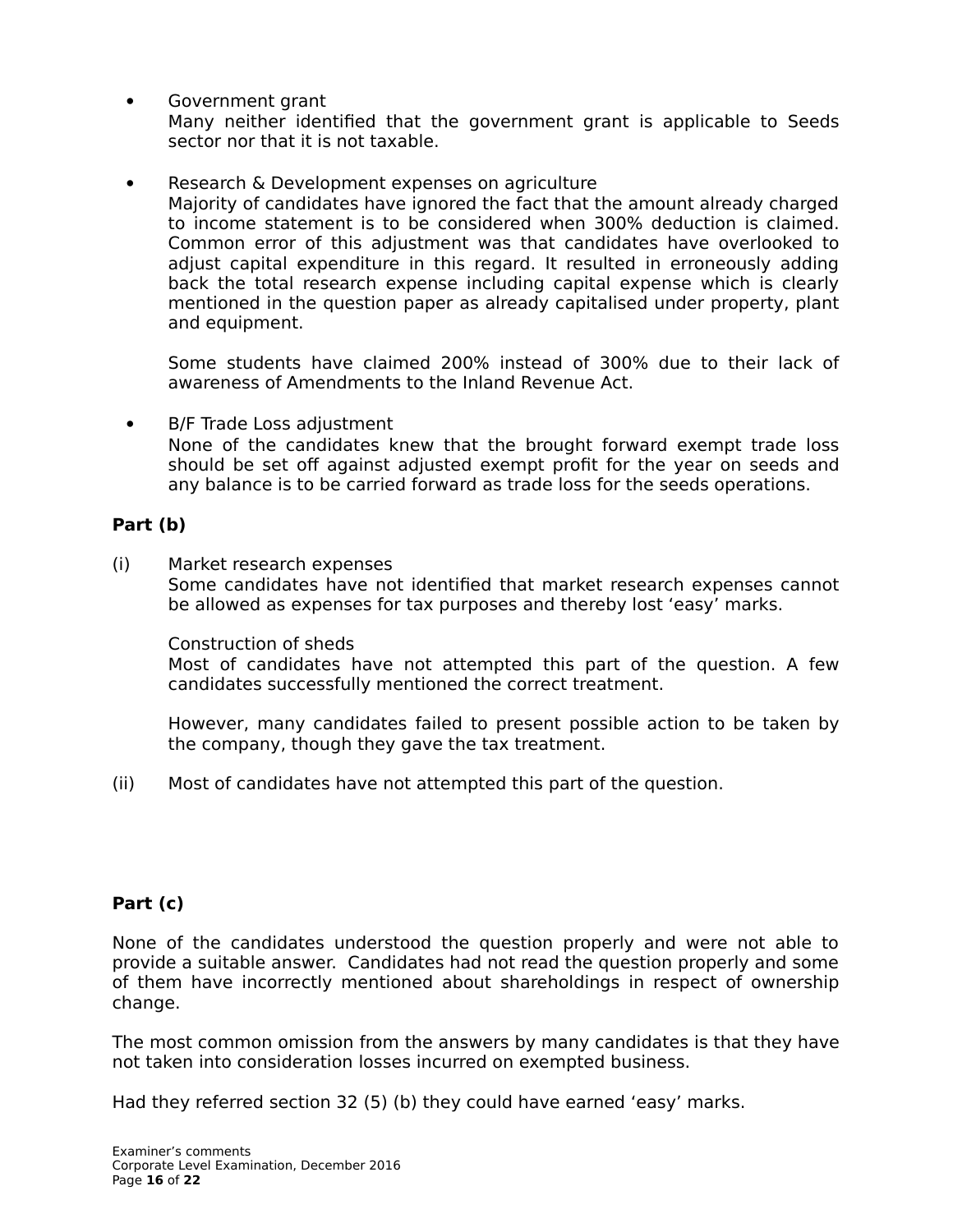- Government grant

  Many neither identified that the government grant is applicable to Seeds sector nor that it is not taxable.

- Research & Development expenses on agriculture

  Majority of candidates have ignored the fact that the amount already charged to income statement is to be considered when 300% deduction is claimed. Common error of this adjustment was that candidates have overlooked to adjust capital expenditure in this regard. It resulted in erroneously adding back the total research expense including capital expense which is clearly mentioned in the question paper as already capitalised under property, plant and equipment.

  Some students have claimed 200% instead of 300% due to their lack of awareness of Amendments to the Inland Revenue Act.

- B/F Trade Loss adjustment

  None of the candidates knew that the brought forward exempt trade loss should be set off against adjusted exempt profit for the year on seeds and any balance is to be carried forward as trade loss for the seeds operations.

**Part (b)**

(i) Market research expenses

Some candidates have not identified that market research expenses cannot be allowed as expenses for tax purposes and thereby lost 'easy' marks.

Construction of sheds

Most of candidates have not attempted this part of the question. A few candidates successfully mentioned the correct treatment.

However, many candidates failed to present possible action to be taken by the company, though they gave the tax treatment.

(ii) Most of candidates have not attempted this part of the question.

**Part (c)**

None of the candidates understood the question properly and were not able to provide a suitable answer. Candidates had not read the question properly and some of them have incorrectly mentioned about shareholdings in respect of ownership change.

The most common omission from the answers by many candidates is that they have not taken into consideration losses incurred on exempted business.

Had they referred section 32 (5) (b) they could have earned 'easy' marks.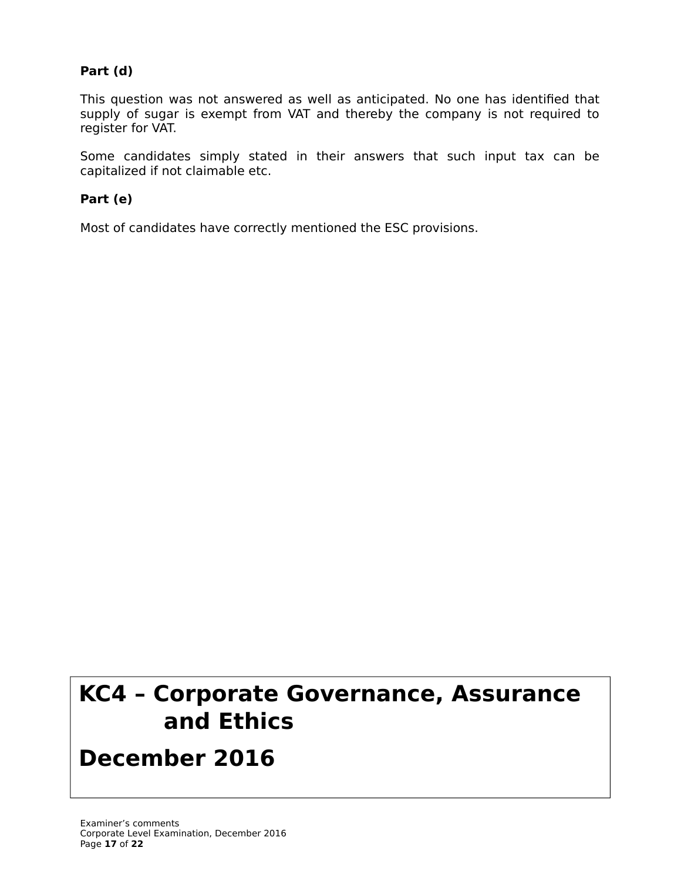**Part (d)**

This question was not answered as well as anticipated. No one has identified that supply of sugar is exempt from VAT and thereby the company is not required to register for VAT.

Some candidates simply stated in their answers that such input tax can be capitalized if not claimable etc.

**Part (e)**

Most of candidates have correctly mentioned the ESC provisions.

# KC4 – Corporate Governance, Assurance and Ethics

# December 2016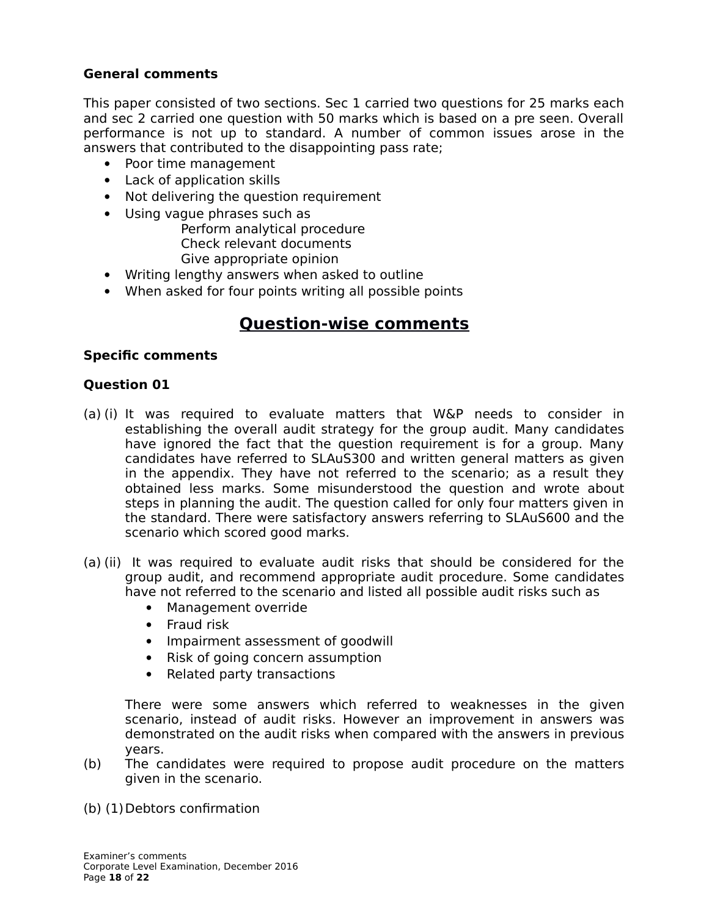**General comments**

This paper consisted of two sections. Sec 1 carried two questions for 25 marks each and sec 2 carried one question with 50 marks which is based on a pre seen. Overall performance is not up to standard. A number of common issues arose in the answers that contributed to the disappointing pass rate;

- Poor time management
- Lack of application skills
- Not delivering the question requirement
- Using vague phrases such as
  - Perform analytical procedure
  - Check relevant documents
  - Give appropriate opinion
- Writing lengthy answers when asked to outline
- When asked for four points writing all possible points

## Question-wise comments

**Specific comments**

**Question 01**

(a) (i) It was required to evaluate matters that W&P needs to consider in establishing the overall audit strategy for the group audit. Many candidates have ignored the fact that the question requirement is for a group. Many candidates have referred to SLAuS300 and written general matters as given in the appendix. They have not referred to the scenario; as a result they obtained less marks. Some misunderstood the question and wrote about steps in planning the audit. The question called for only four matters given in the standard. There were satisfactory answers referring to SLAuS600 and the scenario which scored good marks.

(a) (ii) It was required to evaluate audit risks that should be considered for the group audit, and recommend appropriate audit procedure. Some candidates have not referred to the scenario and listed all possible audit risks such as

- Management override
- Fraud risk
- Impairment assessment of goodwill
- Risk of going concern assumption
- Related party transactions

There were some answers which referred to weaknesses in the given scenario, instead of audit risks. However an improvement in answers was demonstrated on the audit risks when compared with the answers in previous years.

(b) The candidates were required to propose audit procedure on the matters given in the scenario.

(b) (1) Debtors confirmation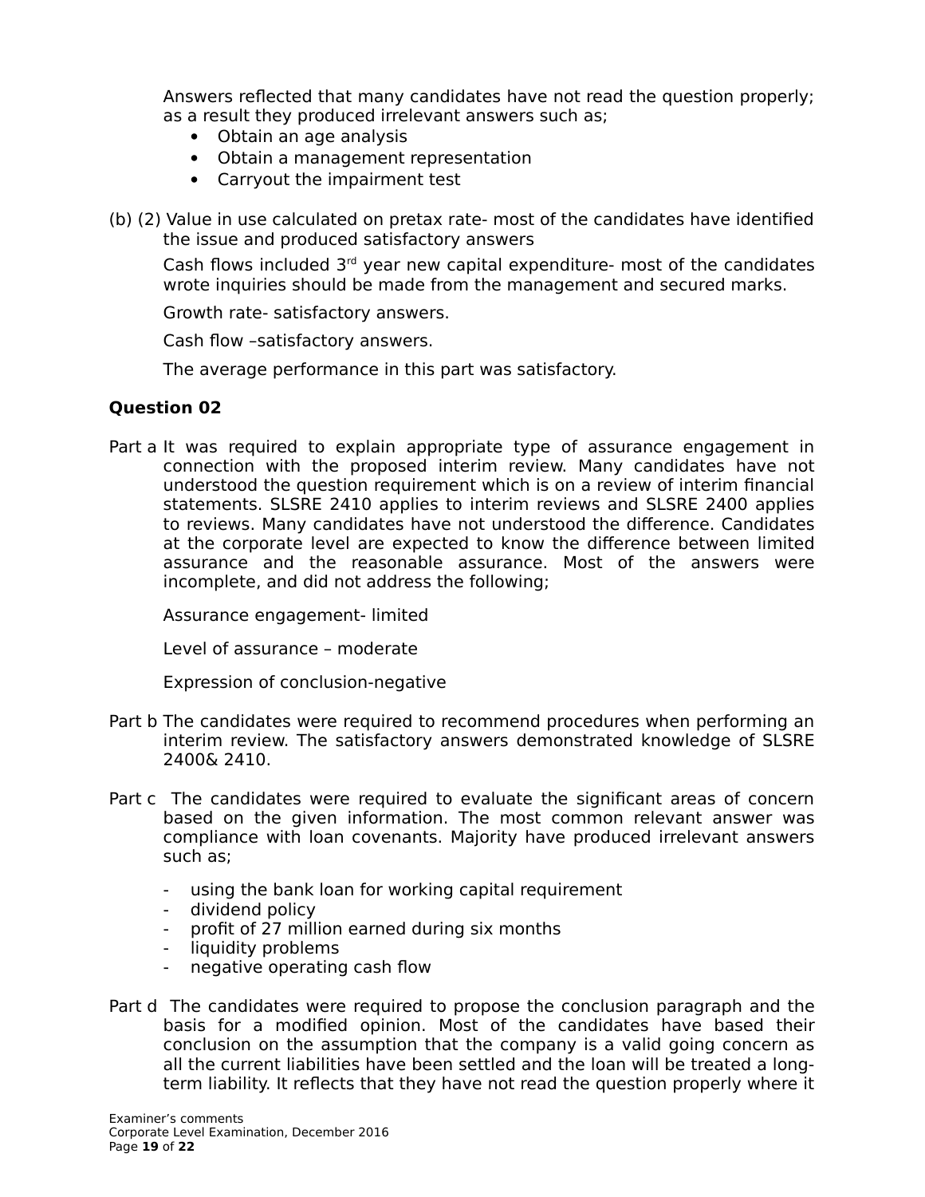Answers reflected that many candidates have not read the question properly; as a result they produced irrelevant answers such as;

- Obtain an age analysis
- Obtain a management representation
- Carryout the impairment test

(b) (2) Value in use calculated on pretax rate- most of the candidates have identified the issue and produced satisfactory answers

Cash flows included 3rd year new capital expenditure- most of the candidates wrote inquiries should be made from the management and secured marks.

Growth rate- satisfactory answers.

Cash flow –satisfactory answers.

The average performance in this part was satisfactory.

**Question 02**

Part a It was required to explain appropriate type of assurance engagement in connection with the proposed interim review. Many candidates have not understood the question requirement which is on a review of interim financial statements. SLSRE 2410 applies to interim reviews and SLSRE 2400 applies to reviews. Many candidates have not understood the difference. Candidates at the corporate level are expected to know the difference between limited assurance and the reasonable assurance. Most of the answers were incomplete, and did not address the following;

Assurance engagement- limited

Level of assurance – moderate

Expression of conclusion-negative

Part b The candidates were required to recommend procedures when performing an interim review. The satisfactory answers demonstrated knowledge of SLSRE 2400& 2410.

Part c The candidates were required to evaluate the significant areas of concern based on the given information. The most common relevant answer was compliance with loan covenants. Majority have produced irrelevant answers such as;

- using the bank loan for working capital requirement
- dividend policy
- profit of 27 million earned during six months
- liquidity problems
- negative operating cash flow

Part d The candidates were required to propose the conclusion paragraph and the basis for a modified opinion. Most of the candidates have based their conclusion on the assumption that the company is a valid going concern as all the current liabilities have been settled and the loan will be treated a long-term liability. It reflects that they have not read the question properly where it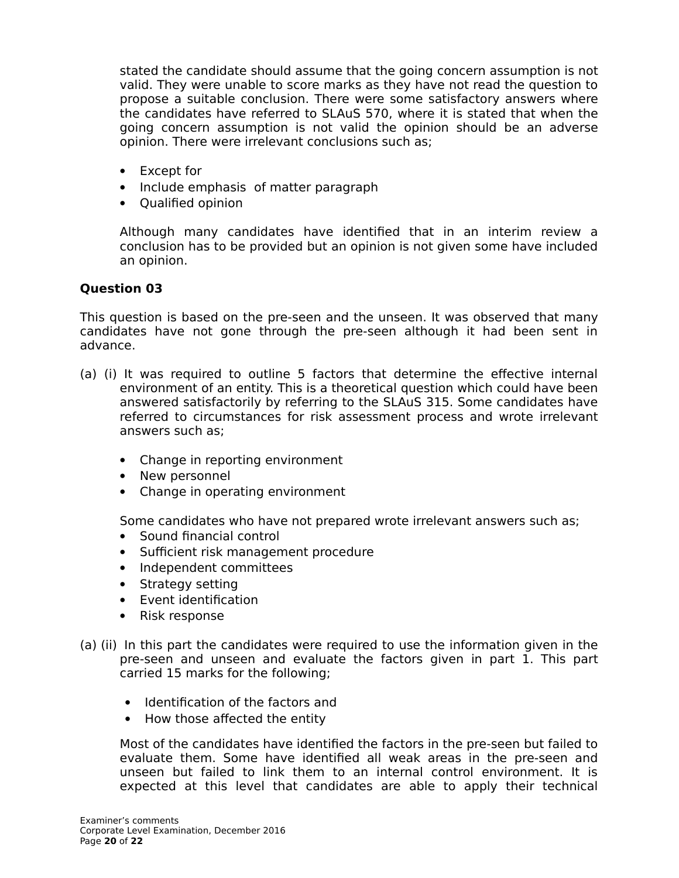stated the candidate should assume that the going concern assumption is not valid. They were unable to score marks as they have not read the question to propose a suitable conclusion. There were some satisfactory answers where the candidates have referred to SLAuS 570, where it is stated that when the going concern assumption is not valid the opinion should be an adverse opinion. There were irrelevant conclusions such as;

- Except for
- Include emphasis of matter paragraph
- Qualified opinion

Although many candidates have identified that in an interim review a conclusion has to be provided but an opinion is not given some have included an opinion.

**Question 03**

This question is based on the pre-seen and the unseen. It was observed that many candidates have not gone through the pre-seen although it had been sent in advance.

(a) (i) It was required to outline 5 factors that determine the effective internal environment of an entity. This is a theoretical question which could have been answered satisfactorily by referring to the SLAuS 315. Some candidates have referred to circumstances for risk assessment process and wrote irrelevant answers such as;

- Change in reporting environment
- New personnel
- Change in operating environment

Some candidates who have not prepared wrote irrelevant answers such as;

- Sound financial control
- Sufficient risk management procedure
- Independent committees
- Strategy setting
- Event identification
- Risk response

(a) (ii) In this part the candidates were required to use the information given in the pre-seen and unseen and evaluate the factors given in part 1. This part carried 15 marks for the following;

- Identification of the factors and
- How those affected the entity

Most of the candidates have identified the factors in the pre-seen but failed to evaluate them. Some have identified all weak areas in the pre-seen and unseen but failed to link them to an internal control environment. It is expected at this level that candidates are able to apply their technical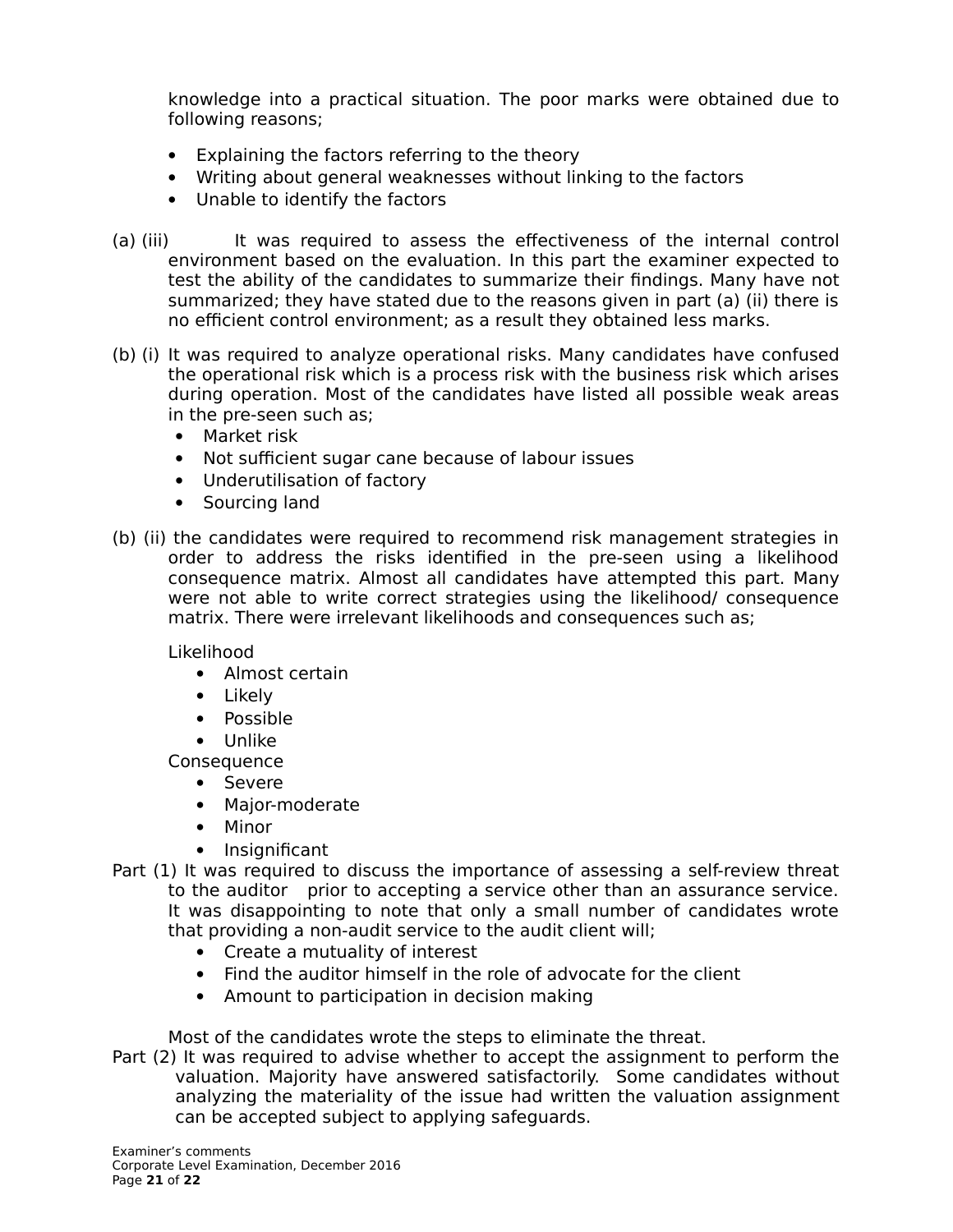knowledge into a practical situation. The poor marks were obtained due to following reasons;

- Explaining the factors referring to the theory
- Writing about general weaknesses without linking to the factors
- Unable to identify the factors

(a) (iii) It was required to assess the effectiveness of the internal control environment based on the evaluation. In this part the examiner expected to test the ability of the candidates to summarize their findings. Many have not summarized; they have stated due to the reasons given in part (a) (ii) there is no efficient control environment; as a result they obtained less marks.

(b) (i) It was required to analyze operational risks. Many candidates have confused the operational risk which is a process risk with the business risk which arises during operation. Most of the candidates have listed all possible weak areas in the pre-seen such as;

- Market risk
- Not sufficient sugar cane because of labour issues
- Underutilisation of factory
- Sourcing land

(b) (ii) the candidates were required to recommend risk management strategies in order to address the risks identified in the pre-seen using a likelihood consequence matrix. Almost all candidates have attempted this part. Many were not able to write correct strategies using the likelihood/ consequence matrix. There were irrelevant likelihoods and consequences such as;

Likelihood

- Almost certain
- Likely
- Possible
- Unlike

Consequence

- Severe
- Major-moderate
- Minor
- Insignificant

Part (1) It was required to discuss the importance of assessing a self-review threat to the auditor prior to accepting a service other than an assurance service. It was disappointing to note that only a small number of candidates wrote that providing a non-audit service to the audit client will;

- Create a mutuality of interest
- Find the auditor himself in the role of advocate for the client
- Amount to participation in decision making

Most of the candidates wrote the steps to eliminate the threat.

Part (2) It was required to advise whether to accept the assignment to perform the valuation. Majority have answered satisfactorily. Some candidates without analyzing the materiality of the issue had written the valuation assignment can be accepted subject to applying safeguards.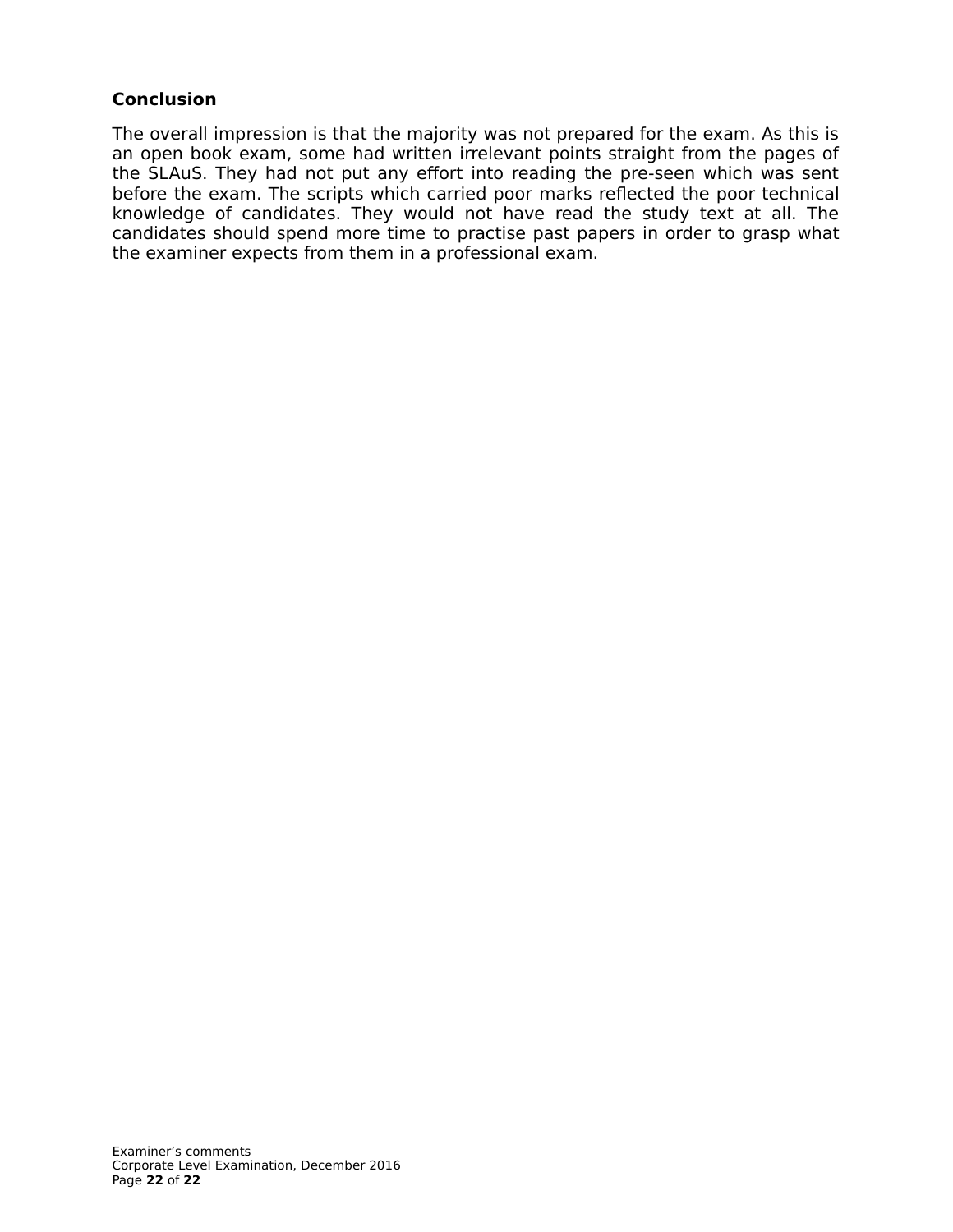**Conclusion**

The overall impression is that the majority was not prepared for the exam. As this is an open book exam, some had written irrelevant points straight from the pages of the SLAuS. They had not put any effort into reading the pre-seen which was sent before the exam. The scripts which carried poor marks reflected the poor technical knowledge of candidates. They would not have read the study text at all. The candidates should spend more time to practise past papers in order to grasp what the examiner expects from them in a professional exam.